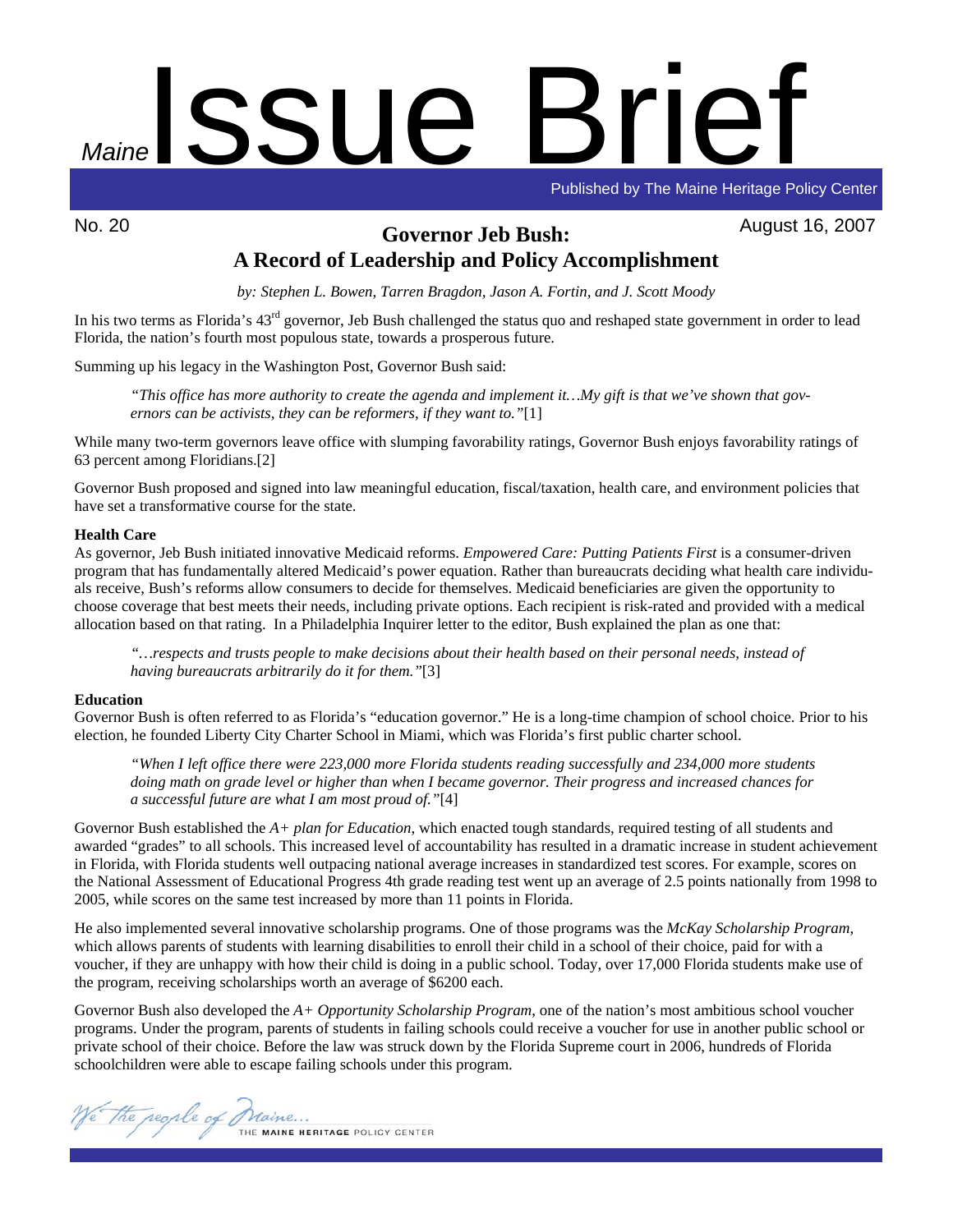# *Maine* Issue Brief

Published by The Maine Heritage Policy Center

No. 20

August 16, 2007

## Governor Jeb Bush: A Record of Leadership and Policy Accomplishment

*by: Stephen L. Bowen, Tarren Bragdon, Jason A. Fortin, and J. Scott Moody*

In his two terms as Florida's 43rd governor, Jeb Bush challenged the status quo and reshaped state government in order to lead Florida, the nation's fourth most populous state, towards a prosperous future.

Summing up his legacy in the Washington Post, Governor Bush said:

> *"This office has more authority to create the agenda and implement it…My gift is that we've shown that governors can be activists, they can be reformers, if they want to."*[1]

While many two-term governors leave office with slumping favorability ratings, Governor Bush enjoys favorability ratings of 63 percent among Floridians.[2]

Governor Bush proposed and signed into law meaningful education, fiscal/taxation, health care, and environment policies that have set a transformative course for the state.

**Health Care**

As governor, Jeb Bush initiated innovative Medicaid reforms. *Empowered Care: Putting Patients First* is a consumer-driven program that has fundamentally altered Medicaid's power equation. Rather than bureaucrats deciding what health care individuals receive, Bush's reforms allow consumers to decide for themselves. Medicaid beneficiaries are given the opportunity to choose coverage that best meets their needs, including private options. Each recipient is risk-rated and provided with a medical allocation based on that rating. In a Philadelphia Inquirer letter to the editor, Bush explained the plan as one that:

> *"…respects and trusts people to make decisions about their health based on their personal needs, instead of having bureaucrats arbitrarily do it for them."*[3]

**Education**

Governor Bush is often referred to as Florida's "education governor." He is a long-time champion of school choice. Prior to his election, he founded Liberty City Charter School in Miami, which was Florida's first public charter school.

> *"When I left office there were 223,000 more Florida students reading successfully and 234,000 more students doing math on grade level or higher than when I became governor. Their progress and increased chances for a successful future are what I am most proud of."*[4]

Governor Bush established the *A+ plan for Education*, which enacted tough standards, required testing of all students and awarded "grades" to all schools. This increased level of accountability has resulted in a dramatic increase in student achievement in Florida, with Florida students well outpacing national average increases in standardized test scores. For example, scores on the National Assessment of Educational Progress 4th grade reading test went up an average of 2.5 points nationally from 1998 to 2005, while scores on the same test increased by more than 11 points in Florida.

He also implemented several innovative scholarship programs. One of those programs was the *McKay Scholarship Program*, which allows parents of students with learning disabilities to enroll their child in a school of their choice, paid for with a voucher, if they are unhappy with how their child is doing in a public school. Today, over 17,000 Florida students make use of the program, receiving scholarships worth an average of $6200 each.

Governor Bush also developed the *A+ Opportunity Scholarship Program*, one of the nation's most ambitious school voucher programs. Under the program, parents of students in failing schools could receive a voucher for use in another public school or private school of their choice. Before the law was struck down by the Florida Supreme court in 2006, hundreds of Florida schoolchildren were able to escape failing schools under this program.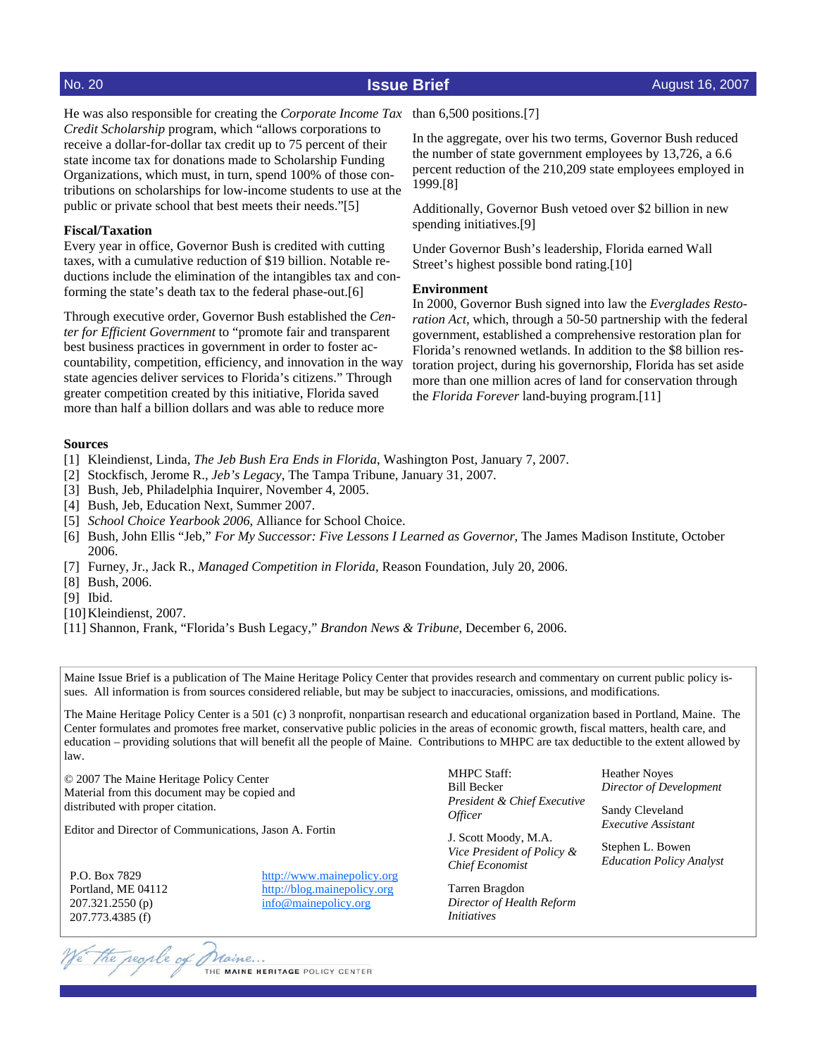He was also responsible for creating the *Corporate Income Tax Credit Scholarship* program, which "allows corporations to receive a dollar-for-dollar tax credit up to 75 percent of their state income tax for donations made to Scholarship Funding Organizations, which must, in turn, spend 100% of those contributions on scholarships for low-income students to use at the public or private school that best meets their needs."[5]

**Fiscal/Taxation**

Every year in office, Governor Bush is credited with cutting taxes, with a cumulative reduction of $19 billion. Notable reductions include the elimination of the intangibles tax and conforming the state's death tax to the federal phase-out.[6]

Through executive order, Governor Bush established the *Center for Efficient Government* to "promote fair and transparent best business practices in government in order to foster accountability, competition, efficiency, and innovation in the way state agencies deliver services to Florida's citizens." Through greater competition created by this initiative, Florida saved more than half a billion dollars and was able to reduce more than 6,500 positions.[7]

In the aggregate, over his two terms, Governor Bush reduced the number of state government employees by 13,726, a 6.6 percent reduction of the 210,209 state employees employed in 1999.[8]

Additionally, Governor Bush vetoed over $2 billion in new spending initiatives.[9]

Under Governor Bush's leadership, Florida earned Wall Street's highest possible bond rating.[10]

**Environment**

In 2000, Governor Bush signed into law the *Everglades Restoration Act*, which, through a 50-50 partnership with the federal government, established a comprehensive restoration plan for Florida's renowned wetlands. In addition to the $8 billion restoration project, during his governorship, Florida has set aside more than one million acres of land for conservation through the *Florida Forever* land-buying program.[11]

**Sources**

[1] Kleindienst, Linda, *The Jeb Bush Era Ends in Florida*, Washington Post, January 7, 2007.
[2] Stockfisch, Jerome R., *Jeb's Legacy*, The Tampa Tribune, January 31, 2007.
[3] Bush, Jeb, Philadelphia Inquirer, November 4, 2005.
[4] Bush, Jeb, Education Next, Summer 2007.
[5] *School Choice Yearbook 2006*, Alliance for School Choice.
[6] Bush, John Ellis "Jeb," *For My Successor: Five Lessons I Learned as Governor*, The James Madison Institute, October 2006.
[7] Furney, Jr., Jack R., *Managed Competition in Florida*, Reason Foundation, July 20, 2006.
[8] Bush, 2006.
[9] Ibid.
[10] Kleindienst, 2007.
[11] Shannon, Frank, "Florida's Bush Legacy," *Brandon News & Tribune*, December 6, 2006.

Maine Issue Brief is a publication of The Maine Heritage Policy Center that provides research and commentary on current public policy issues. All information is from sources considered reliable, but may be subject to inaccuracies, omissions, and modifications.

The Maine Heritage Policy Center is a 501 (c) 3 nonprofit, nonpartisan research and educational organization based in Portland, Maine. The Center formulates and promotes free market, conservative public policies in the areas of economic growth, fiscal matters, health care, and education – providing solutions that will benefit all the people of Maine. Contributions to MHPC are tax deductible to the extent allowed by law.

© 2007 The Maine Heritage Policy Center
Material from this document may be copied and distributed with proper citation.

Editor and Director of Communications, Jason A. Fortin

MHPC Staff:
Bill Becker
*President & Chief Executive Officer*

J. Scott Moody, M.A.
*Vice President of Policy & Chief Economist*

Tarren Bragdon
*Director of Health Reform Initiatives*

Heather Noyes
*Director of Development*

Sandy Cleveland
*Executive Assistant*

Stephen L. Bowen
*Education Policy Analyst*

P.O. Box 7829
Portland, ME 04112
207.321.2550 (p)
207.773.4385 (f)

http://www.mainepolicy.org
http://blog.mainepolicy.org
info@mainepolicy.org

We the people of Maine... THE MAINE HERITAGE POLICY CENTER